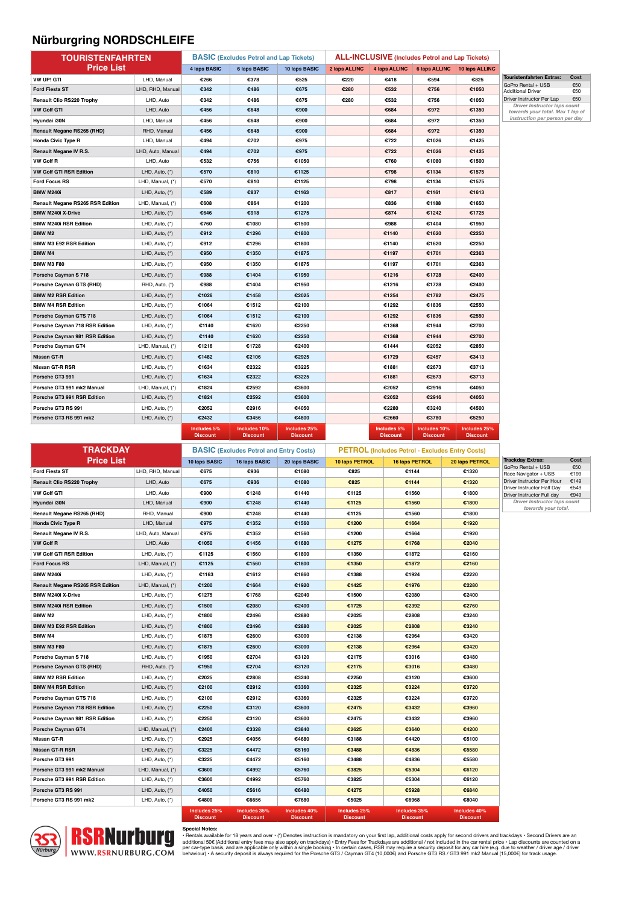# Nürburgring NORDSCHLEIFE

| TOURISTENFAHRTEN Price List | | BASIC (Excludes Petrol and Lap Tickets) | | | ALL-INCLUSIVE (Includes Petrol and Lap Tickets) | | | |
|---|---|---|---|---|---|---|---|---|
| | | 4 laps BASIC | 6 laps BASIC | 10 laps BASIC | 2 laps ALLINC | 4 laps ALLINC | 6 laps ALLINC | 10 laps ALLINC |
| VW UP! GTI | LHD, Manual | €266 | €378 | €525 | €220 | €418 | €594 | €825 |
| Ford Fiesta ST | LHD, RHD, Manual | €342 | €486 | €675 | €280 | €532 | €756 | €1050 |
| Renault Clio RS220 Trophy | LHD, Auto | €342 | €486 | €675 | €280 | €532 | €756 | €1050 |
| VW Golf GTI | LHD, Auto | €456 | €648 | €900 | | €684 | €972 | €1350 |
| Hyundai i30N | LHD, Manual | €456 | €648 | €900 | | €684 | €972 | €1350 |
| Renault Megane RS265 (RHD) | RHD, Manual | €456 | €648 | €900 | | €684 | €972 | €1350 |
| Honda Civic Type R | LHD, Manual | €494 | €702 | €975 | | €722 | €1026 | €1425 |
| Renault Megane IV R.S. | LHD, Auto, Manual | €494 | €702 | €975 | | €722 | €1026 | €1425 |
| VW Golf R | LHD, Auto | €532 | €756 | €1050 | | €760 | €1080 | €1500 |
| VW Golf GTI RSR Edition | LHD, Auto, (*) | €570 | €810 | €1125 | | €798 | €1134 | €1575 |
| Ford Focus RS | LHD, Manual, (*) | €570 | €810 | €1125 | | €798 | €1134 | €1575 |
| BMW M240i | LHD, Auto, (*) | €589 | €837 | €1163 | | €817 | €1161 | €1613 |
| Renault Megane RS265 RSR Edition | LHD, Manual, (*) | €608 | €864 | €1200 | | €836 | €1188 | €1650 |
| BMW M240i X-Drive | LHD, Auto, (*) | €646 | €918 | €1275 | | €874 | €1242 | €1725 |
| BMW M240i RSR Edition | LHD, Auto, (*) | €760 | €1080 | €1500 | | €988 | €1404 | €1950 |
| BMW M2 | LHD, Auto, (*) | €912 | €1296 | €1800 | | €1140 | €1620 | €2250 |
| BMW M3 E92 RSR Edition | LHD, Auto, (*) | €912 | €1296 | €1800 | | €1140 | €1620 | €2250 |
| BMW M4 | LHD, Auto, (*) | €950 | €1350 | €1875 | | €1197 | €1701 | €2363 |
| BMW M3 F80 | LHD, Auto, (*) | €950 | €1350 | €1875 | | €1197 | €1701 | €2363 |
| Porsche Cayman S 718 | LHD, Auto, (*) | €988 | €1404 | €1950 | | €1216 | €1728 | €2400 |
| Porsche Cayman GTS (RHD) | RHD, Auto, (*) | €988 | €1404 | €1950 | | €1216 | €1728 | €2400 |
| BMW M2 RSR Edition | LHD, Auto, (*) | €1026 | €1458 | €2025 | | €1254 | €1782 | €2475 |
| BMW M4 RSR Edition | LHD, Auto, (*) | €1064 | €1512 | €2100 | | €1292 | €1836 | €2550 |
| Porsche Cayman GTS 718 | LHD, Auto, (*) | €1064 | €1512 | €2100 | | €1292 | €1836 | €2550 |
| Porsche Cayman 718 RSR Edition | LHD, Auto, (*) | €1140 | €1620 | €2250 | | €1368 | €1944 | €2700 |
| Porsche Cayman 981 RSR Edition | LHD, Auto, (*) | €1140 | €1620 | €2250 | | €1368 | €1944 | €2700 |
| Porsche Cayman GT4 | LHD, Manual, (*) | €1216 | €1728 | €2400 | | €1444 | €2052 | €2850 |
| Nissan GT-R | LHD, Auto, (*) | €1482 | €2106 | €2925 | | €1729 | €2457 | €3413 |
| Nissan GT-R RSR | LHD, Auto, (*) | €1634 | €2322 | €3225 | | €1881 | €2673 | €3713 |
| Porsche GT3 991 | LHD, Auto, (*) | €1634 | €2322 | €3225 | | €1881 | €2673 | €3713 |
| Porsche GT3 991 mk2 Manual | LHD, Manual, (*) | €1824 | €2592 | €3600 | | €2052 | €2916 | €4050 |
| Porsche GT3 991 RSR Edition | LHD, Auto, (*) | €1824 | €2592 | €3600 | | €2052 | €2916 | €4050 |
| Porsche GT3 RS 991 | LHD, Auto, (*) | €2052 | €2916 | €4050 | | €2280 | €3240 | €4500 |
| Porsche GT3 RS 991 mk2 | LHD, Auto, (*) | €2432 | €3456 | €4800 | | €2660 | €3780 | €5250 |
| | | Includes 5% Discount | Includes 10% Discount | Includes 25% Discount | | Includes 5% Discount | Includes 10% Discount | Includes 25% Discount |

| Touristenfahrten Extras: | Cost |
|---|---|
| GoPro Rental + USB | €50 |
| Additional Driver | €50 |
| Driver Instructor Per Lap | €50 |

*Driver Instructor laps count towards your total. Max 1 lap of instruction per person per day*

| TRACKDAY Price List | | BASIC (Includes Petrol and Entry Costs) | | | PETROL (Includes Petrol - Excludes Entry Costs) | | |
|---|---|---|---|---|---|---|---|
| | | 10 laps BASIC | 16 laps BASIC | 20 laps BASIC | 10 laps PETROL | 16 laps PETROL | 20 laps PETROL |
| Ford Fiesta ST | LHD, RHD, Manual | €675 | €936 | €1080 | €825 | €1144 | €1320 |
| Renault Clio RS220 Trophy | LHD, Auto | €675 | €936 | €1080 | €825 | €1144 | €1320 |
| VW Golf GTI | LHD, Auto | €900 | €1248 | €1440 | €1125 | €1560 | €1800 |
| Hyundai i30N | LHD, Manual | €900 | €1248 | €1440 | €1125 | €1560 | €1800 |
| Renault Megane RS265 (RHD) | RHD, Manual | €900 | €1248 | €1440 | €1125 | €1560 | €1800 |
| Honda Civic Type R | LHD, Manual | €975 | €1352 | €1560 | €1200 | €1664 | €1920 |
| Renault Megane IV R.S. | LHD, Auto, Manual | €975 | €1352 | €1560 | €1200 | €1664 | €1920 |
| VW Golf R | LHD, Auto | €1050 | €1456 | €1680 | €1275 | €1768 | €2040 |
| VW Golf GTI RSR Edition | LHD, Auto, (*) | €1125 | €1560 | €1800 | €1350 | €1872 | €2160 |
| Ford Focus RS | LHD, Manual, (*) | €1125 | €1560 | €1800 | €1350 | €1872 | €2160 |
| BMW M240i | LHD, Auto, (*) | €1163 | €1612 | €1860 | €1388 | €1924 | €2220 |
| Renault Megane RS265 RSR Edition | LHD, Manual, (*) | €1200 | €1664 | €1920 | €1425 | €1976 | €2280 |
| BMW M240i X-Drive | LHD, Auto, (*) | €1275 | €1768 | €2040 | €1500 | €2080 | €2400 |
| BMW M240i RSR Edition | LHD, Auto, (*) | €1500 | €2080 | €2400 | €1725 | €2392 | €2760 |
| BMW M2 | LHD, Auto, (*) | €1800 | €2496 | €2880 | €2025 | €2808 | €3240 |
| BMW M3 E92 RSR Edition | LHD, Auto, (*) | €1800 | €2496 | €2880 | €2025 | €2808 | €3240 |
| BMW M4 | LHD, Auto, (*) | €1875 | €2600 | €3000 | €2138 | €2964 | €3420 |
| BMW M3 F80 | LHD, Auto, (*) | €1875 | €2600 | €3000 | €2138 | €2964 | €3420 |
| Porsche Cayman S 718 | LHD, Auto, (*) | €1950 | €2704 | €3120 | €2175 | €3016 | €3480 |
| Porsche Cayman GTS (RHD) | RHD, Auto, (*) | €1950 | €2704 | €3120 | €2175 | €3016 | €3480 |
| BMW M2 RSR Edition | LHD, Auto, (*) | €2025 | €2808 | €3240 | €2250 | €3120 | €3600 |
| BMW M4 RSR Edition | LHD, Auto, (*) | €2100 | €2912 | €3360 | €2325 | €3224 | €3720 |
| Porsche Cayman GTS 718 | LHD, Auto, (*) | €2100 | €2912 | €3360 | €2325 | €3224 | €3720 |
| Porsche Cayman 718 RSR Edition | LHD, Auto, (*) | €2250 | €3120 | €3600 | €2475 | €3432 | €3960 |
| Porsche Cayman 981 RSR Edition | LHD, Auto, (*) | €2250 | €3120 | €3600 | €2475 | €3432 | €3960 |
| Porsche Cayman GT4 | LHD, Manual, (*) | €2400 | €3328 | €3840 | €2625 | €3640 | €4200 |
| Nissan GT-R | LHD, Auto, (*) | €2925 | €4056 | €4680 | €3188 | €4420 | €5100 |
| Nissan GT-R RSR | LHD, Auto, (*) | €3225 | €4472 | €5160 | €3488 | €4836 | €5580 |
| Porsche GT3 991 | LHD, Auto, (*) | €3225 | €4472 | €5160 | €3488 | €4836 | €5580 |
| Porsche GT3 991 mk2 Manual | LHD, Manual, (*) | €3600 | €4992 | €5760 | €3825 | €5304 | €6120 |
| Porsche GT3 991 RSR Edition | LHD, Auto, (*) | €3600 | €4992 | €5760 | €3825 | €5304 | €6120 |
| Porsche GT3 RS 991 | LHD, Auto, (*) | €4050 | €5616 | €6480 | €4275 | €5928 | €6840 |
| Porsche GT3 RS 991 mk2 | LHD, Auto, (*) | €4800 | €6656 | €7680 | €5025 | €6968 | €8040 |
| | | Includes 25% Discount | Includes 35% Discount | Includes 40% Discount | Includes 25% Discount | Includes 35% Discount | Includes 40% Discount |

| Trackday Extras: | Cost |
|---|---|
| GoPro Rental + USB | €50 |
| Race Navigator + USB | €199 |
| Driver Instructor Per Hour | €149 |
| Driver Instructor Half Day | €549 |
| Driver Instructor Full day | €949 |

*Driver Instructor laps count towards your total.*

RSRNurburg
WWW.RSRNURBURG.COM

**Special Notes:**
• Rentals available for 18 years and over • (*) Denotes instruction is mandatory on your first lap, additional costs apply for second drivers and trackdays • Second Drivers are an additional 50€ (Additional entry fees may also apply on trackdays) • Entry Fees for Trackdays are additional / not included in the car rental price • Lap discounts are counted on a per car-type basis, and are applicable only within a single booking • In certain cases, RSR may require a security deposit for any car hire (e.g. due to weather / driver age / driver behaviour) • A security deposit is always required for the Porsche GT3 / Cayman GT4 (10,000€) and Porsche GT3 RS / GT3 991 mk2 Manual (15,000€) for track usage.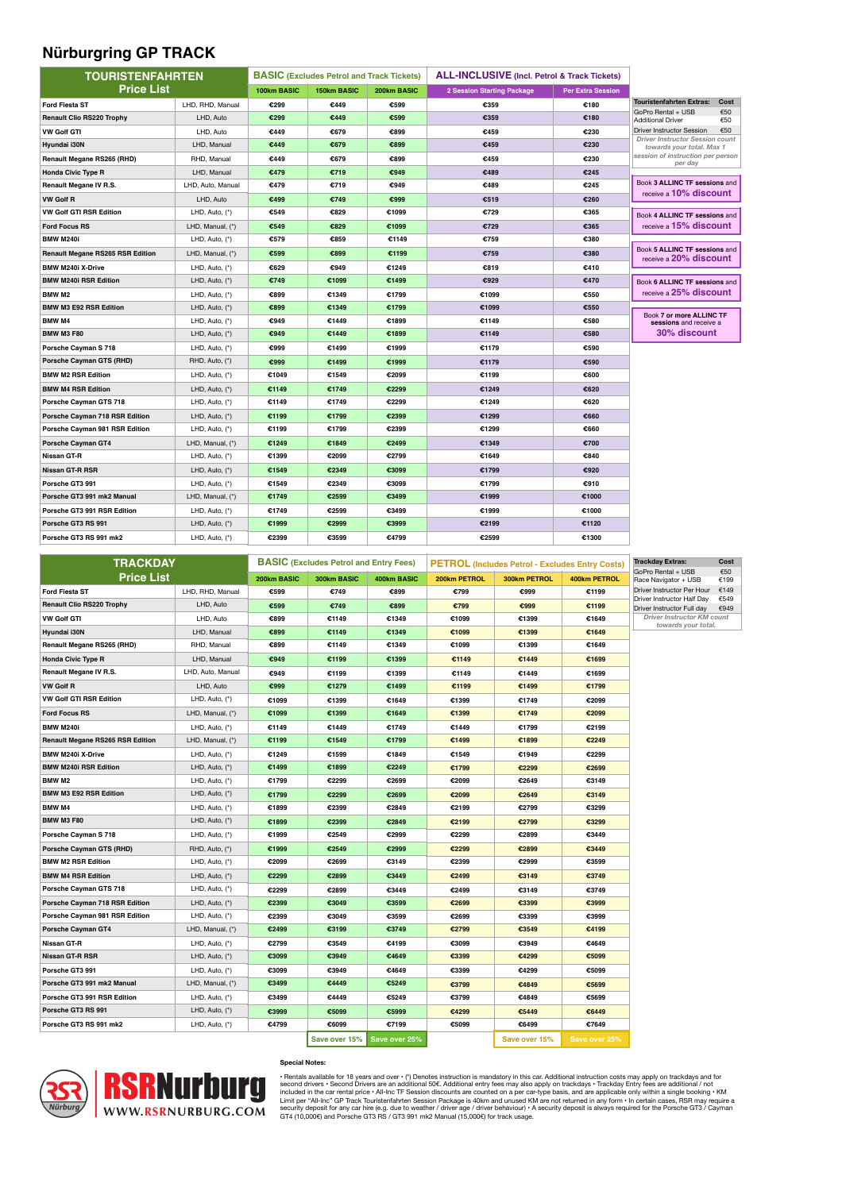# Nürburgring GP TRACK

| TOURISTENFAHRTEN Price List | | BASIC (Excludes Petrol and Track Tickets) | | | ALL-INCLUSIVE (Incl. Petrol & Track Tickets) | |
|---|---|---|---|---|---|---|
| | | 100km BASIC | 150km BASIC | 200km BASIC | 2 Session Starting Package | Per Extra Session |
| Ford Fiesta ST | LHD, RHD, Manual | €299 | €449 | €599 | €359 | €180 |
| Renault Clio RS220 Trophy | LHD, Auto | €299 | €449 | €599 | €359 | €180 |
| VW Golf GTI | LHD, Auto | €449 | €679 | €899 | €459 | €230 |
| Hyundai i30N | LHD, Manual | €449 | €679 | €899 | €459 | €230 |
| Renault Megane RS265 (RHD) | RHD, Manual | €449 | €679 | €899 | €459 | €230 |
| Honda Civic Type R | LHD, Manual | €479 | €719 | €949 | €489 | €245 |
| Renault Megane IV R.S. | LHD, Auto, Manual | €479 | €719 | €949 | €489 | €245 |
| VW Golf R | LHD, Auto | €499 | €749 | €999 | €519 | €260 |
| VW Golf GTI RSR Edition | LHD, Auto, (*) | €549 | €829 | €1099 | €729 | €365 |
| Ford Focus RS | LHD, Manual, (*) | €549 | €829 | €1099 | €729 | €365 |
| BMW M240i | LHD, Auto, (*) | €579 | €859 | €1149 | €759 | €380 |
| Renault Megane RS265 RSR Edition | LHD, Manual, (*) | €599 | €899 | €1199 | €759 | €380 |
| BMW M240i X-Drive | LHD, Auto, (*) | €629 | €949 | €1249 | €819 | €410 |
| BMW M240i RSR Edition | LHD, Auto, (*) | €749 | €1099 | €1499 | €929 | €470 |
| BMW M2 | LHD, Auto, (*) | €899 | €1349 | €1799 | €1099 | €550 |
| BMW M3 E92 RSR Edition | LHD, Auto, (*) | €899 | €1349 | €1799 | €1099 | €550 |
| BMW M4 | LHD, Auto, (*) | €949 | €1449 | €1899 | €1149 | €580 |
| BMW M3 F80 | LHD, Auto, (*) | €949 | €1449 | €1899 | €1149 | €580 |
| Porsche Cayman S 718 | LHD, Auto, (*) | €999 | €1499 | €1999 | €1179 | €590 |
| Porsche Cayman GTS (RHD) | RHD, Auto, (*) | €999 | €1499 | €1999 | €1179 | €590 |
| BMW M2 RSR Edition | LHD, Auto, (*) | €1049 | €1549 | €2099 | €1199 | €600 |
| BMW M4 RSR Edition | LHD, Auto, (*) | €1149 | €1749 | €2299 | €1249 | €620 |
| Porsche Cayman GTS 718 | LHD, Auto, (*) | €1149 | €1749 | €2299 | €1249 | €620 |
| Porsche Cayman 718 RSR Edition | LHD, Auto, (*) | €1199 | €1799 | €2399 | €1299 | €660 |
| Porsche Cayman 981 RSR Edition | LHD, Auto, (*) | €1199 | €1799 | €2399 | €1299 | €660 |
| Porsche Cayman GT4 | LHD, Manual, (*) | €1249 | €1849 | €2499 | €1349 | €700 |
| Nissan GT-R | LHD, Auto, (*) | €1399 | €2099 | €2799 | €1649 | €840 |
| Nissan GT-R RSR | LHD, Auto, (*) | €1549 | €2349 | €3099 | €1799 | €920 |
| Porsche GT3 991 | LHD, Auto, (*) | €1549 | €2349 | €3099 | €1799 | €910 |
| Porsche GT3 991 mk2 Manual | LHD, Manual, (*) | €1749 | €2599 | €3499 | €1999 | €1000 |
| Porsche GT3 991 RSR Edition | LHD, Auto, (*) | €1749 | €2599 | €3499 | €1999 | €1000 |
| Porsche GT3 RS 991 | LHD, Auto, (*) | €1999 | €2999 | €3999 | €2199 | €1120 |
| Porsche GT3 RS 991 mk2 | LHD, Auto, (*) | €2399 | €3599 | €4799 | €2599 | €1300 |

| Touristenfahrten Extras: | Cost |
|---|---|
| GoPro Rental + USB | €50 |
| Additional Driver | €50 |
| Driver Instructor Session | €50 |

*Driver Instructor Session count towards your total. Max 1 session of instruction per person per day*

- Book **3 ALLINC TF sessions** and receive a **10% discount**
- Book **4 ALLINC TF sessions** and receive a **15% discount**
- Book **5 ALLINC TF sessions** and receive a **20% discount**
- Book **6 ALLINC TF sessions** and receive a **25% discount**
- Book **7 or more ALLINC TF sessions** and receive a **30% discount**

| TRACKDAY Price List | | BASIC (Excludes Petrol and Entry Fees) | | | PETROL (Includes Petrol - Excludes Entry Costs) | | |
|---|---|---|---|---|---|---|---|
| | | 200km BASIC | 300km BASIC | 400km BASIC | 200km PETROL | 300km PETROL | 400km PETROL |
| Ford Fiesta ST | LHD, RHD, Manual | €599 | €749 | €899 | €799 | €999 | €1199 |
| Renault Clio RS220 Trophy | LHD, Auto | €599 | €749 | €899 | €799 | €999 | €1199 |
| VW Golf GTI | LHD, Auto | €899 | €1149 | €1349 | €1099 | €1399 | €1649 |
| Hyundai i30N | LHD, Manual | €899 | €1149 | €1349 | €1099 | €1399 | €1649 |
| Renault Megane RS265 (RHD) | RHD, Manual | €899 | €1149 | €1349 | €1099 | €1399 | €1649 |
| Honda Civic Type R | LHD, Manual | €949 | €1199 | €1399 | €1149 | €1449 | €1699 |
| Renault Megane IV R.S. | LHD, Auto, Manual | €949 | €1199 | €1399 | €1149 | €1449 | €1699 |
| VW Golf R | LHD, Auto | €999 | €1279 | €1499 | €1199 | €1499 | €1799 |
| VW Golf GTI RSR Edition | LHD, Auto, (*) | €1099 | €1399 | €1649 | €1399 | €1749 | €2099 |
| Ford Focus RS | LHD, Manual, (*) | €1099 | €1399 | €1649 | €1399 | €1749 | €2099 |
| BMW M240i | LHD, Auto, (*) | €1149 | €1449 | €1749 | €1449 | €1799 | €2199 |
| Renault Megane RS265 RSR Edition | LHD, Manual, (*) | €1199 | €1549 | €1799 | €1499 | €1899 | €2249 |
| BMW M240i X-Drive | LHD, Auto, (*) | €1249 | €1599 | €1849 | €1549 | €1949 | €2299 |
| BMW M240i RSR Edition | LHD, Auto, (*) | €1499 | €1899 | €2249 | €1799 | €2299 | €2699 |
| BMW M2 | LHD, Auto, (*) | €1799 | €2299 | €2699 | €2099 | €2649 | €3149 |
| BMW M3 E92 RSR Edition | LHD, Auto, (*) | €1799 | €2299 | €2699 | €2099 | €2649 | €3149 |
| BMW M4 | LHD, Auto, (*) | €1899 | €2399 | €2849 | €2199 | €2799 | €3299 |
| BMW M3 F80 | LHD, Auto, (*) | €1899 | €2399 | €2849 | €2199 | €2799 | €3299 |
| Porsche Cayman S 718 | LHD, Auto, (*) | €1999 | €2549 | €2999 | €2299 | €2899 | €3449 |
| Porsche Cayman GTS (RHD) | RHD, Auto, (*) | €1999 | €2549 | €2999 | €2299 | €2899 | €3449 |
| BMW M2 RSR Edition | LHD, Auto, (*) | €2099 | €2699 | €3149 | €2399 | €2999 | €3599 |
| BMW M4 RSR Edition | LHD, Auto, (*) | €2299 | €2899 | €3449 | €2499 | €3149 | €3749 |
| Porsche Cayman GTS 718 | LHD, Auto, (*) | €2299 | €2899 | €3449 | €2499 | €3149 | €3749 |
| Porsche Cayman 718 RSR Edition | LHD, Auto, (*) | €2399 | €3049 | €3599 | €2699 | €3399 | €3999 |
| Porsche Cayman 981 RSR Edition | LHD, Auto, (*) | €2399 | €3049 | €3599 | €2699 | €3399 | €3999 |
| Porsche Cayman GT4 | LHD, Manual, (*) | €2499 | €3199 | €3749 | €2799 | €3549 | €4199 |
| Nissan GT-R | LHD, Auto, (*) | €2799 | €3549 | €4199 | €3099 | €3949 | €4649 |
| Nissan GT-R RSR | LHD, Auto, (*) | €3099 | €3949 | €4649 | €3399 | €4299 | €5099 |
| Porsche GT3 991 | LHD, Auto, (*) | €3099 | €3949 | €4649 | €3399 | €4299 | €5099 |
| Porsche GT3 991 mk2 Manual | LHD, Manual, (*) | €3499 | €4449 | €5249 | €3799 | €4849 | €5699 |
| Porsche GT3 991 RSR Edition | LHD, Auto, (*) | €3499 | €4449 | €5249 | €3799 | €4849 | €5699 |
| Porsche GT3 RS 991 | LHD, Auto, (*) | €3999 | €5099 | €5999 | €4299 | €5449 | €6449 |
| Porsche GT3 RS 991 mk2 | LHD, Auto, (*) | €4799 | €6099 | €7199 | €5099 | €6499 | €7649 |
| | | | Save over 15% | Save over 25% | | Save over 15% | Save over 25% |

| Trackday Extras: | Cost |
|---|---|
| GoPro Rental + USB | €50 |
| Race Navigator + USB | €199 |
| Driver Instructor Per Hour | €149 |
| Driver Instructor Half Day | €549 |
| Driver Instructor Full day | €949 |

*Driver Instructor KM count towards your total.*

RSR Nurburg — WWW.RSRNURBURG.COM

**Special Notes:**

• Rentals available for 18 years and over • (*) Denotes instruction is mandatory in this car. Additional instruction costs may apply on trackdays and for second drivers • Second Drivers are an additional 50€. Additional entry fees may also apply on trackdays • Trackday Entry fees are additional / not included in the car rental price • All-Inc TF Session discounts are counted on a per car-type basis, and are applicable only within a single booking • KM Limit per "All-Inc" GP Track Touristenfahrten Session Package is 40km and unused KM are not returned in any form • In certain cases, RSR may require a security deposit for any car hire (e.g. due to weather / driver age / driver behaviour) • A security deposit is always required for the Porsche GT3 / Cayman GT4 (10,000€) and Porsche GT3 RS / GT3 991 mk2 Manual (15,000€) for track usage.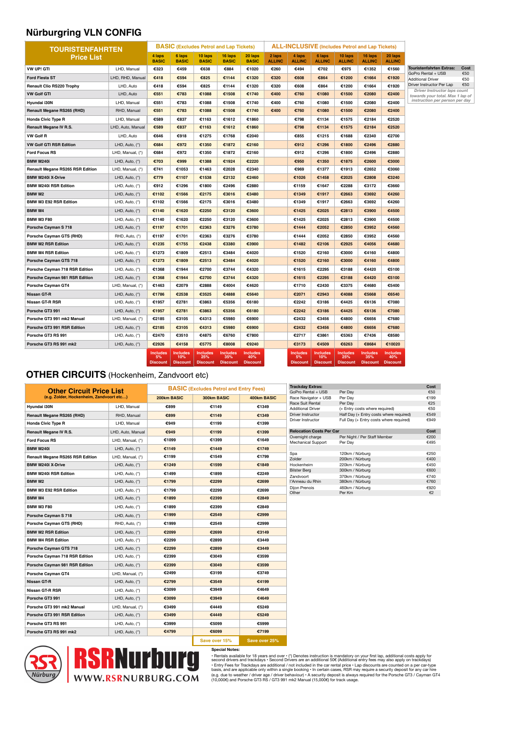# Nürburgring VLN CONFIG

| TOURISTENFAHRTEN Price List | | BASIC (Excludes Petrol and Lap Tickets) | | | | | ALL-INCLUSIVE (Includes Petrol and Lap Tickets) | | | | | |
|---|---|---|---|---|---|---|---|---|---|---|---|---|
| | | 4 laps BASIC | 6 laps BASIC | 10 laps BASIC | 16 laps BASIC | 20 laps BASIC | 2 laps ALLINC | 4 laps ALLINC | 6 laps ALLINC | 10 laps ALLINC | 16 laps ALLINC | 20 laps ALLINC |
| VW UP! GTI | LHD, Manual | €323 | €459 | €638 | €884 | €1020 | €260 | €494 | €702 | €975 | €1352 | €1560 |
| Ford Fiesta ST | LHD, RHD, Manual | €418 | €594 | €825 | €1144 | €1320 | €320 | €608 | €864 | €1200 | €1664 | €1920 |
| Renault Clio RS220 Trophy | LHD, Auto | €418 | €594 | €825 | €1144 | €1320 | €320 | €608 | €864 | €1200 | €1664 | €1920 |
| VW Golf GTI | LHD, Auto | €551 | €783 | €1088 | €1508 | €1740 | €400 | €760 | €1080 | €1500 | €2080 | €2400 |
| Hyundai i30N | LHD, Manual | €551 | €783 | €1088 | €1508 | €1740 | €400 | €760 | €1080 | €1500 | €2080 | €2400 |
| Renault Megane RS265 (RHD) | RHD, Manual | €551 | €783 | €1088 | €1508 | €1740 | €400 | €760 | €1080 | €1500 | €2080 | €2400 |
| Honda Civic Type R | LHD, Manual | €589 | €837 | €1163 | €1612 | €1860 | | €798 | €1134 | €1575 | €2184 | €2520 |
| Renault Megane IV R.S. | LHD, Auto, Manual | €589 | €837 | €1163 | €1612 | €1860 | | €798 | €1134 | €1575 | €2184 | €2520 |
| VW Golf R | LHD, Auto | €646 | €918 | €1275 | €1768 | €2040 | | €855 | €1215 | €1688 | €2340 | €2700 |
| VW Golf GTI RSR Edition | LHD, Auto, (*) | €684 | €972 | €1350 | €1872 | €2160 | | €912 | €1296 | €1800 | €2496 | €2880 |
| Ford Focus RS | LHD, Manual, (*) | €684 | €972 | €1350 | €1872 | €2160 | | €912 | €1296 | €1800 | €2496 | €2880 |
| BMW M240i | LHD, Auto, (*) | €703 | €999 | €1388 | €1924 | €2220 | | €950 | €1350 | €1875 | €2600 | €3000 |
| Renault Megane RS265 RSR Edition | LHD, Manual, (*) | €741 | €1053 | €1463 | €2028 | €2340 | | €969 | €1377 | €1913 | €2652 | €3060 |
| BMW M240i X-Drive | LHD, Auto, (*) | €779 | €1107 | €1538 | €2132 | €2460 | | €1026 | €1458 | €2025 | €2808 | €3240 |
| BMW M240i RSR Edition | LHD, Auto, (*) | €912 | €1296 | €1800 | €2496 | €2880 | | €1159 | €1647 | €2288 | €3172 | €3660 |
| BMW M2 | LHD, Auto, (*) | €1102 | €1566 | €2175 | €3016 | €3480 | | €1349 | €1917 | €2663 | €3692 | €4260 |
| BMW M3 E92 RSR Edition | LHD, Auto, (*) | €1102 | €1566 | €2175 | €3016 | €3480 | | €1349 | €1917 | €2663 | €3692 | €4260 |
| BMW M4 | LHD, Auto, (*) | €1140 | €1620 | €2250 | €3120 | €3600 | | €1425 | €2025 | €2813 | €3900 | €4500 |
| BMW M3 F80 | LHD, Auto, (*) | €1140 | €1620 | €2250 | €3120 | €3600 | | €1425 | €2025 | €2813 | €3900 | €4500 |
| Porsche Cayman S 718 | LHD, Auto, (*) | €1197 | €1701 | €2363 | €3276 | €3780 | | €1444 | €2052 | €2850 | €3952 | €4560 |
| Porsche Cayman GTS (RHD) | RHD, Auto, (*) | €1197 | €1701 | €2363 | €3276 | €3780 | | €1444 | €2052 | €2850 | €3952 | €4560 |
| BMW M2 RSR Edition | LHD, Auto, (*) | €1235 | €1755 | €2438 | €3380 | €3900 | | €1482 | €2106 | €2925 | €4056 | €4680 |
| BMW M4 RSR Edition | LHD, Auto, (*) | €1273 | €1809 | €2513 | €3484 | €4020 | | €1520 | €2160 | €3000 | €4160 | €4800 |
| Porsche Cayman GTS 718 | LHD, Auto, (*) | €1273 | €1809 | €2513 | €3484 | €4020 | | €1520 | €2160 | €3000 | €4160 | €4800 |
| Porsche Cayman 718 RSR Edition | LHD, Auto, (*) | €1368 | €1944 | €2700 | €3744 | €4320 | | €1615 | €2295 | €3188 | €4420 | €5100 |
| Porsche Cayman 981 RSR Edition | LHD, Auto, (*) | €1368 | €1944 | €2700 | €3744 | €4320 | | €1615 | €2295 | €3188 | €4420 | €5100 |
| Porsche Cayman GT4 | LHD, Manual, (*) | €1463 | €2079 | €2888 | €4004 | €4620 | | €1710 | €2430 | €3375 | €4680 | €5400 |
| Nissan GT-R | LHD, Auto, (*) | €1786 | €2538 | €3525 | €4888 | €5640 | | €2071 | €2943 | €4088 | €5668 | €6540 |
| Nissan GT-R RSR | LHD, Auto, (*) | €1957 | €2781 | €3863 | €5356 | €6180 | | €2242 | €3186 | €4425 | €6136 | €7080 |
| Porsche GT3 991 | LHD, Auto, (*) | €1957 | €2781 | €3863 | €5356 | €6180 | | €2242 | €3186 | €4425 | €6136 | €7080 |
| Porsche GT3 991 mk2 Manual | LHD, Manual, (*) | €2185 | €3105 | €4313 | €5980 | €6900 | | €2432 | €3456 | €4800 | €6656 | €7680 |
| Porsche GT3 991 RSR Edition | LHD, Auto, (*) | €2185 | €3105 | €4313 | €5980 | €6900 | | €2432 | €3456 | €4800 | €6656 | €7680 |
| Porsche GT3 RS 991 | LHD, Auto, (*) | €2470 | €3510 | €4875 | €6760 | €7800 | | €2717 | €3861 | €5363 | €7436 | €8580 |
| Porsche GT3 RS 991 mk2 | LHD, Auto, (*) | €2926 | €4158 | €5775 | €8008 | €9240 | | €3173 | €4509 | €6263 | €8684 | €10020 |
| | | Includes 5% Discount | Includes 10% Discount | Includes 25% Discount | Includes 35% Discount | Includes 40% Discount | | Includes 5% Discount | Includes 10% Discount | Includes 25% Discount | Includes 35% Discount | Includes 40% Discount |

| Touristenfahrten Extras: | Cost |
|---|---|
| GoPro Rental + USB | €50 |
| Additional Driver | €50 |
| Driver Instructor Per Lap | €50 |

*Driver Instructor laps count towards your total. Max 1 lap of instruction per person per day*

# OTHER CIRCUITS (Hockenheim, Zandvoort etc)

| Other Circuit Price List (e.g. Zolder, Hockenheim, Zandvoort etc...) | | BASIC (Excludes Petrol and Entry Fees) | | |
|---|---|---|---|---|
| | | 200km BASIC | 300km BASIC | 400km BASIC |
| Hyundai i30N | LHD, Manual | €899 | €1149 | €1349 |
| Renault Megane RS265 (RHD) | RHD, Manual | €899 | €1149 | €1349 |
| Honda Civic Type R | LHD, Manual | €949 | €1199 | €1399 |
| Renault Megane IV R.S. | LHD, Auto, Manual | €949 | €1199 | €1399 |
| Ford Focus RS | LHD, Manual, (*) | €1099 | €1399 | €1649 |
| BMW M240i | LHD, Auto, (*) | €1149 | €1449 | €1749 |
| Renault Megane RS265 RSR Edition | LHD, Manual, (*) | €1199 | €1549 | €1799 |
| BMW M240i X-Drive | LHD, Auto, (*) | €1249 | €1599 | €1849 |
| BMW M240i RSR Edition | LHD, Auto, (*) | €1499 | €1899 | €2249 |
| BMW M2 | LHD, Auto, (*) | €1799 | €2299 | €2699 |
| BMW M3 E92 RSR Edition | LHD, Auto, (*) | €1799 | €2299 | €2699 |
| BMW M4 | LHD, Auto, (*) | €1899 | €2399 | €2849 |
| BMW M3 F80 | LHD, Auto, (*) | €1899 | €2399 | €2849 |
| Porsche Cayman S 718 | LHD, Auto, (*) | €1999 | €2549 | €2999 |
| Porsche Cayman GTS (RHD) | RHD, Auto, (*) | €1999 | €2549 | €2999 |
| BMW M2 RSR Edition | LHD, Auto, (*) | €2099 | €2699 | €3149 |
| BMW M4 RSR Edition | LHD, Auto, (*) | €2299 | €2899 | €3449 |
| Porsche Cayman GTS 718 | LHD, Auto, (*) | €2299 | €2899 | €3449 |
| Porsche Cayman 718 RSR Edition | LHD, Auto, (*) | €2399 | €3049 | €3599 |
| Porsche Cayman 981 RSR Edition | LHD, Auto, (*) | €2399 | €3049 | €3599 |
| Porsche Cayman GT4 | LHD, Manual, (*) | €2499 | €3199 | €3749 |
| Nissan GT-R | LHD, Auto, (*) | €2799 | €3549 | €4199 |
| Nissan GT-R RSR | LHD, Auto, (*) | €3099 | €3949 | €4649 |
| Porsche GT3 991 | LHD, Auto, (*) | €3099 | €3949 | €4649 |
| Porsche GT3 991 mk2 Manual | LHD, Manual, (*) | €3499 | €4449 | €5249 |
| Porsche GT3 991 RSR Edition | LHD, Auto, (*) | €3499 | €4449 | €5249 |
| Porsche GT3 RS 991 | LHD, Auto, (*) | €3999 | €5099 | €5999 |
| Porsche GT3 RS 991 mk2 | LHD, Auto, (*) | €4799 | €6099 | €7199 |
| | | | Save over 15% | Save over 25% |

| Trackday Extras: | | Cost |
|---|---|---|
| GoPro Rental + USB | Per Day | €50 |
| Race Navigator + USB | Per Day | €199 |
| Race Suit Rental | Per Day | €25 |
| Additional Driver | (+ Entry costs where required) | €50 |
| Driver Instructor | Half Day (+ Entry costs where required) | €549 |
| Driver Instructor | Full Day (+ Entry costs where required) | €949 |

| Relocation Costs Per Car | | Cost |
|---|---|---|
| Overnight charge | Per Night / Per Staff Member | €200 |
| Mechanical Support | Per Day | €495 |
| Spa | 120km / Nürburg | €250 |
| Zolder | 200km / Nürburg | €400 |
| Hockenheim | 220km / Nürburg | €450 |
| Bilster Berg | 300km / Nürburg | €600 |
| Zandvoort | 370km / Nürburg | €740 |
| l'Anneau du Rhin | 380km / Nürburg | €760 |
| Dijon Prenois | 460km / Nürburg | €920 |
| Other | Per Km | €2 |

RSRNurburg
WWW.RSRNURBURG.COM

**Special Notes:**

• Rentals available for 18 years and over • (*) Denotes instruction is mandatory on your first lap, additional costs apply for second drivers and trackdays • Second Drivers are an additional 50€ (Additional entry fees may also apply on trackdays) • Entry Fees for Trackdays are additional / not included in the car rental price • Lap discounts are counted on a per car-type basis, and are applicable only within a single booking • In certain cases, RSR may require a security deposit for any car hire (e.g. due to weather / driver age / driver behaviour) • A security deposit is always required for the Porsche GT3 / Cayman GT4 (10,000€) and Porsche GT3 RS / GT3 991 mk2 Manual (15,000€) for track usage.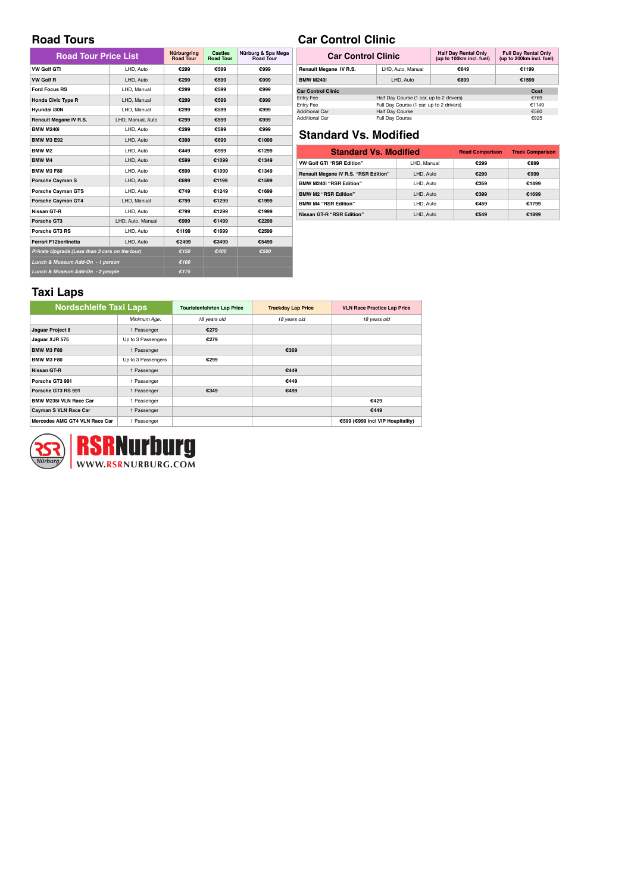## Road Tours

| Road Tour Price List | | Nürburgring Road Tour | Castles Road Tour | Nürburg & Spa Mega Road Tour |
|---|---|---|---|---|
| VW Golf GTI | LHD, Auto | €299 | €599 | €999 |
| VW Golf R | LHD, Auto | €299 | €599 | €999 |
| Ford Focus RS | LHD, Manual | €299 | €599 | €999 |
| Honda Civic Type R | LHD, Manual | €299 | €599 | €999 |
| Hyundai i30N | LHD, Manual | €299 | €599 | €999 |
| Renault Megane IV R.S. | LHD, Manual, Auto | €299 | €599 | €999 |
| BMW M240i | LHD, Auto | €299 | €599 | €999 |
| BMW M3 E92 | LHD, Auto | €399 | €699 | €1099 |
| BMW M2 | LHD, Auto | €449 | €999 | €1299 |
| BMW M4 | LHD, Auto | €599 | €1099 | €1349 |
| BMW M3 F80 | LHD, Auto | €599 | €1099 | €1349 |
| Porsche Cayman S | LHD, Auto | €699 | €1199 | €1599 |
| Porsche Cayman GTS | LHD, Auto | €749 | €1249 | €1699 |
| Porsche Cayman GT4 | LHD, Manual | €799 | €1299 | €1999 |
| Nissan GT-R | LHD, Auto | €799 | €1299 | €1999 |
| Porsche GT3 | LHD, Auto, Manual | €999 | €1499 | €2299 |
| Porsche GT3 RS | LHD, Auto | €1199 | €1699 | €2599 |
| Ferrari F12berlinetta | LHD, Auto | €2499 | €3499 | €5499 |
| *Private Upgrade (Less than 3 cars on the tour)* | | *€150* | *€400* | *€500* |
| *Lunch & Museum Add-On - 1 person* | | *€100* | | |
| *Lunch & Museum Add-On - 2 people* | | *€175* | | |

## Car Control Clinic

| Car Control Clinic | | Half Day Rental Only (up to 100km incl. fuel) | Full Day Rental Only (up to 200km incl. fuel) |
|---|---|---|---|
| Renault Megane IV R.S. | LHD, Auto, Manual | €649 | €1199 |
| BMW M240i | LHD, Auto | €899 | €1599 |

| Car Control Clinic | | Cost |
|---|---|---|
| Entry Fee | Half Day Course (1 car, up to 2 drivers) | €769 |
| Entry Fee | Full Day Course (1 car, up to 2 drivers) | €1149 |
| Additional Car | Half Day Course | €580 |
| Additional Car | Full Day Course | €925 |

## Standard Vs. Modified

| Standard Vs. Modified | | Road Comparison | Track Comparison |
|---|---|---|---|
| VW Golf GTI "RSR Edition" | LHD, Manual | €299 | €899 |
| Renault Megane IV R.S. "RSR Edition" | LHD, Auto | €299 | €999 |
| BMW M240i "RSR Edition" | LHD, Auto | €359 | €1499 |
| BMW M2 "RSR Edition" | LHD, Auto | €399 | €1699 |
| BMW M4 "RSR Edition" | LHD, Auto | €459 | €1799 |
| Nissan GT-R "RSR Edition" | LHD, Auto | €549 | €1899 |

## Taxi Laps

| Nordschleife Taxi Laps | | Touristenfahrten Lap Price | Trackday Lap Price | VLN Race Practice Lap Price |
|---|---|---|---|---|
| | *Minimum Age:* | *18 years old* | *18 years old* | *18 years old* |
| Jaguar Project 8 | 1 Passenger | €279 | | |
| Jaguar XJR 575 | Up to 3 Passengers | €279 | | |
| BMW M3 F80 | 1 Passenger | | €309 | |
| BMW M3 F80 | Up to 3 Passengers | €299 | | |
| Nissan GT-R | 1 Passenger | | €449 | |
| Porsche GT3 991 | 1 Passenger | | €449 | |
| Porsche GT3 RS 991 | 1 Passenger | €349 | €499 | |
| BMW M235i VLN Race Car | 1 Passenger | | | €429 |
| Cayman S VLN Race Car | 1 Passenger | | | €449 |
| Mercedes AMG GT4 VLN Race Car | 1 Passenger | | | €599 (€999 incl VIP Hospitality) |

RSR Nurburg
WWW.RSRNURBURG.COM